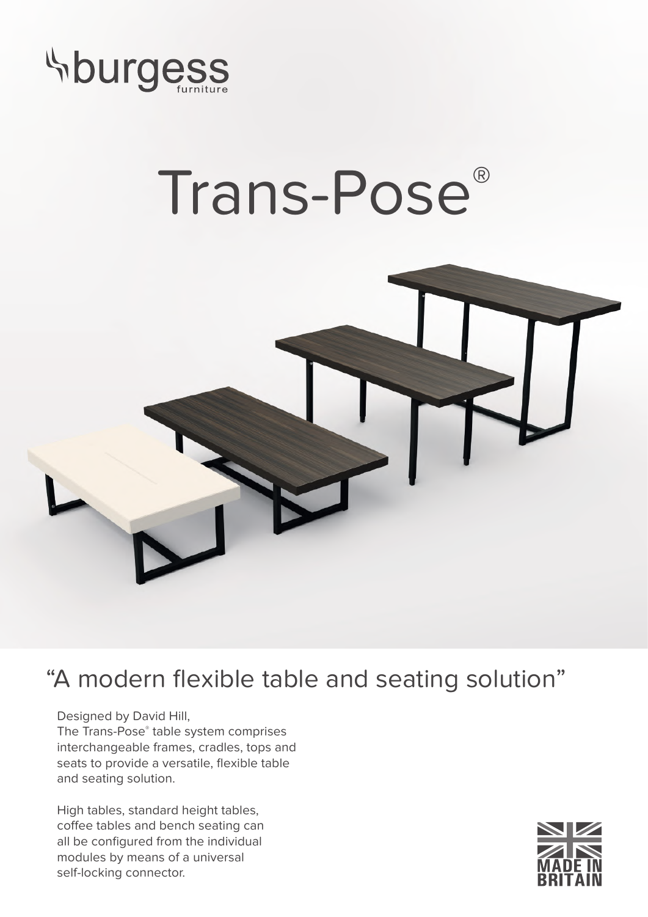burgess furniture

# Trans-Pose®

## "A modern flexible table and seating solution"

Designed by David Hill,
The Trans-Pose® table system comprises interchangeable frames, cradles, tops and seats to provide a versatile, flexible table and seating solution.

High tables, standard height tables, coffee tables and bench seating can all be configured from the individual modules by means of a universal self-locking connector.

MADE IN BRITAIN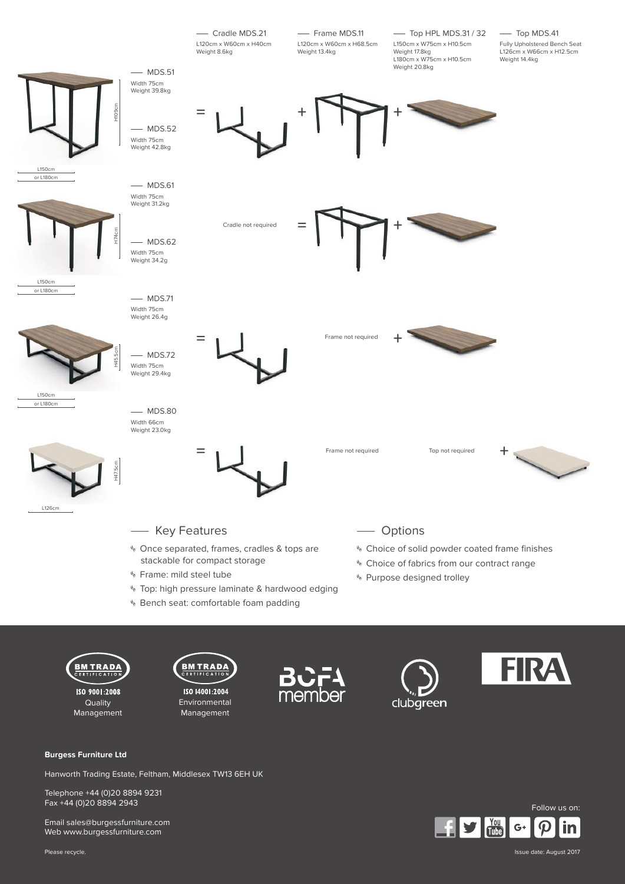— Cradle MDS.21
L120cm x W60cm x H40cm
Weight 8.6kg

— Frame MDS.11
L120cm x W60cm x H68.5cm
Weight 13.4kg

— Top HPL MDS.31 / 32
L150cm x W75cm x H10.5cm
Weight 17.8kg
L180cm x W75cm x H10.5cm
Weight 20.8kg

— Top MDS.41
Fully Upholstered Bench Seat
L126cm x W66cm x H12.5cm
Weight 14.4kg

— MDS.51
Width 75cm
Weight 39.8kg

— MDS.52
Width 75cm
Weight 42.8kg

H109cm

L150cm
or L180cm

= + +

— MDS.61
Width 75cm
Weight 31.2kg

— MDS.62
Width 75cm
Weight 34.2g

H74cm

L150cm
or L180cm

Cradle not required = +

— MDS.71
Width 75cm
Weight 26.4g

— MDS.72
Width 75cm
Weight 29.4kg

H45.5cm

L150cm
or L180cm

= Frame not required +

— MDS.80
Width 66cm
Weight 23.0kg

H47.5cm

L126cm

= Frame not required Top not required +

## Key Features

- Once separated, frames, cradles & tops are stackable for compact storage
- Frame: mild steel tube
- Top: high pressure laminate & hardwood edging
- Bench seat: comfortable foam padding

## Options

- Choice of solid powder coated frame finishes
- Choice of fabrics from our contract range
- Purpose designed trolley

BM TRADA CERTIFICATION
ISO 9001:2008
Quality Management

BM TRADA CERTIFICATION
ISO 14001:2004
Environmental Management

BCFA member

clubgreen

FIRA

**Burgess Furniture Ltd**

Hanworth Trading Estate, Feltham, Middlesex TW13 6EH UK

Telephone +44 (0)20 8894 9231
Fax +44 (0)20 8894 2943

Email sales@burgessfurniture.com
Web www.burgessfurniture.com

Follow us on:

Please recycle.

Issue date: August 2017